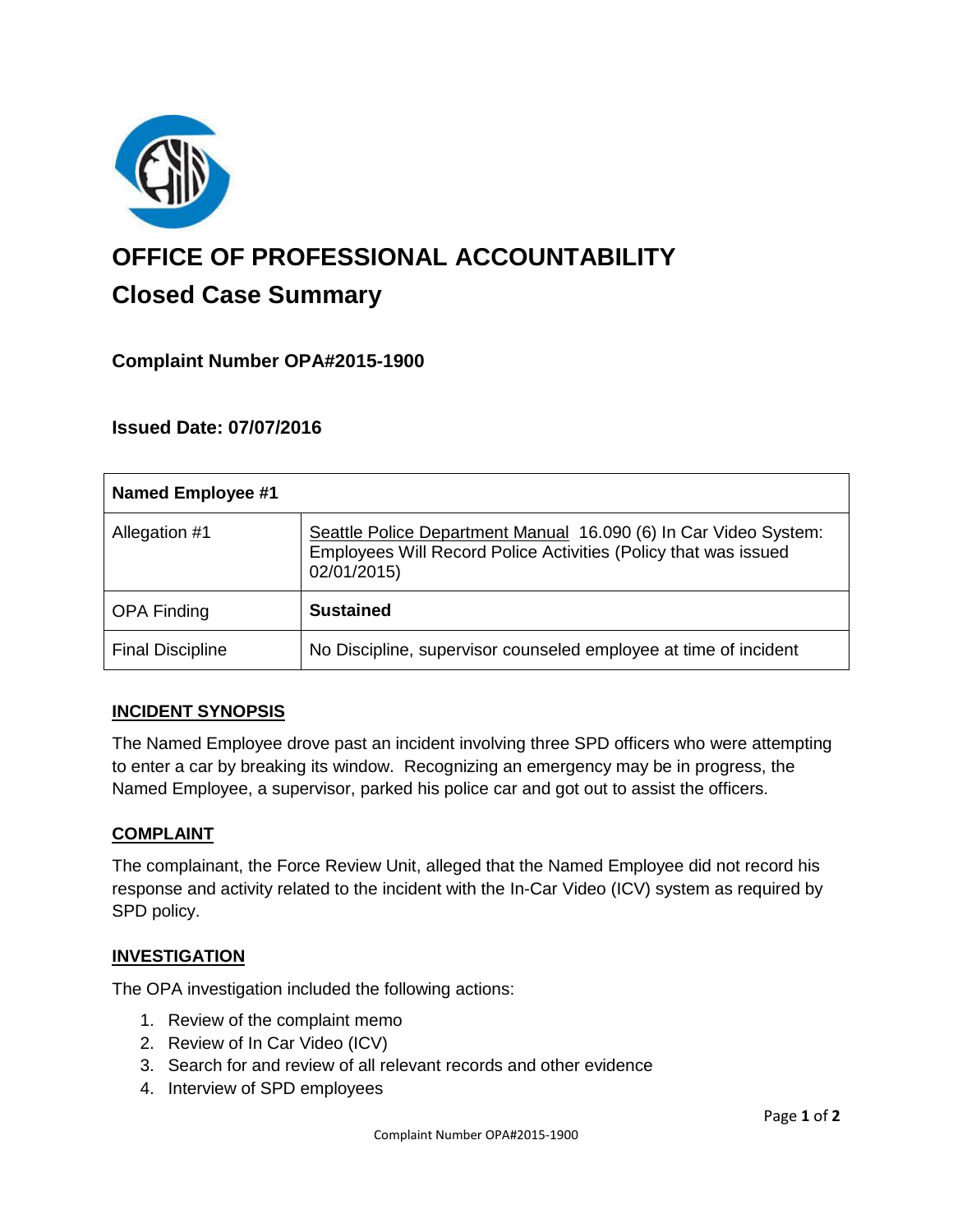# OFFICE OF PROFESSIONAL ACCOUNTABILITY

## Closed Case Summary

### Complaint Number OPA#2015-1900

### Issued Date: 07/07/2016

| Named Employee #1 | |
|---|---|
| Allegation #1 | Seattle Police Department Manual 16.090 (6) In Car Video System: Employees Will Record Police Activities (Policy that was issued 02/01/2015) |
| OPA Finding | **Sustained** |
| Final Discipline | No Discipline, supervisor counseled employee at time of incident |

#### INCIDENT SYNOPSIS

The Named Employee drove past an incident involving three SPD officers who were attempting to enter a car by breaking its window. Recognizing an emergency may be in progress, the Named Employee, a supervisor, parked his police car and got out to assist the officers.

#### COMPLAINT

The complainant, the Force Review Unit, alleged that the Named Employee did not record his response and activity related to the incident with the In-Car Video (ICV) system as required by SPD policy.

#### INVESTIGATION

The OPA investigation included the following actions:

1. Review of the complaint memo
2. Review of In Car Video (ICV)
3. Search for and review of all relevant records and other evidence
4. Interview of SPD employees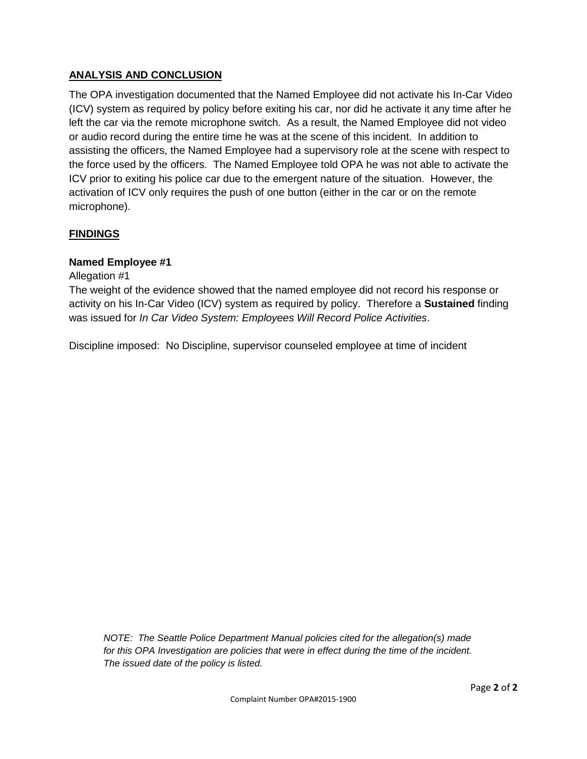## ANALYSIS AND CONCLUSION

The OPA investigation documented that the Named Employee did not activate his In-Car Video (ICV) system as required by policy before exiting his car, nor did he activate it any time after he left the car via the remote microphone switch. As a result, the Named Employee did not video or audio record during the entire time he was at the scene of this incident. In addition to assisting the officers, the Named Employee had a supervisory role at the scene with respect to the force used by the officers. The Named Employee told OPA he was not able to activate the ICV prior to exiting his police car due to the emergent nature of the situation. However, the activation of ICV only requires the push of one button (either in the car or on the remote microphone).

## FINDINGS

### Named Employee #1

Allegation #1

The weight of the evidence showed that the named employee did not record his response or activity on his In-Car Video (ICV) system as required by policy. Therefore a **Sustained** finding was issued for *In Car Video System: Employees Will Record Police Activities*.

Discipline imposed: No Discipline, supervisor counseled employee at time of incident

*NOTE: The Seattle Police Department Manual policies cited for the allegation(s) made for this OPA Investigation are policies that were in effect during the time of the incident. The issued date of the policy is listed.*

Complaint Number OPA#2015-1900